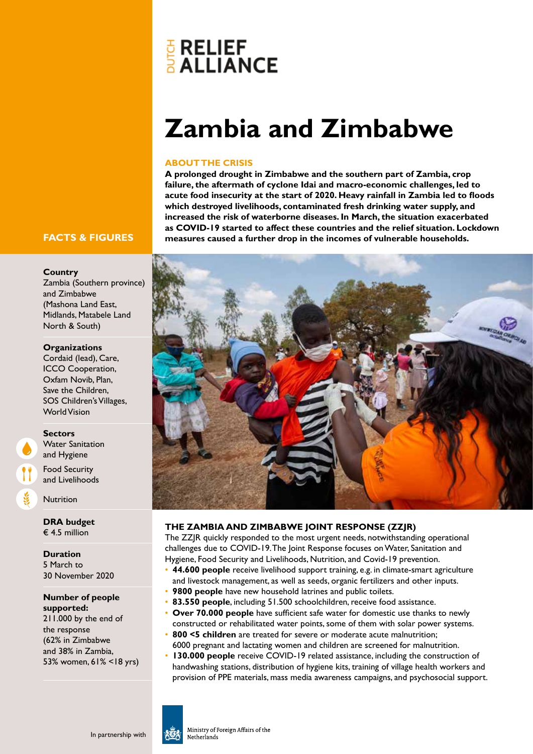DUTCH RELIEF ALLIANCE

# Zambia and Zimbabwe

## ABOUT THE CRISIS

**A prolonged drought in Zimbabwe and the southern part of Zambia, crop failure, the aftermath of cyclone Idai and macro-economic challenges, led to acute food insecurity at the start of 2020. Heavy rainfall in Zambia led to floods which destroyed livelihoods, contaminated fresh drinking water supply, and increased the risk of waterborne diseases. In March, the situation exacerbated as COVID-19 started to affect these countries and the relief situation. Lockdown measures caused a further drop in the incomes of vulnerable households.**

## FACTS & FIGURES

**Country**
Zambia (Southern province) and Zimbabwe (Mashona Land East, Midlands, Matabele Land North & South)

**Organizations**
Cordaid (lead), Care, ICCO Cooperation, Oxfam Novib, Plan, Save the Children, SOS Children's Villages, World Vision

**Sectors**
- Water Sanitation and Hygiene
- Food Security and Livelihoods
- Nutrition

**DRA budget**
€ 4.5 million

**Duration**
5 March to 30 November 2020

**Number of people supported:**
211.000 by the end of the response (62% in Zimbabwe and 38% in Zambia, 53% women, 61% <18 yrs)

## THE ZAMBIA AND ZIMBABWE JOINT RESPONSE (ZZJR)

The ZZJR quickly responded to the most urgent needs, notwithstanding operational challenges due to COVID-19. The Joint Response focuses on Water, Sanitation and Hygiene, Food Security and Livelihoods, Nutrition, and Covid-19 prevention.

- **44.600 people** receive livelihood support training, e.g. in climate-smart agriculture and livestock management, as well as seeds, organic fertilizers and other inputs.
- **9800 people** have new household latrines and public toilets.
- **83.550 people**, including 51.500 schoolchildren, receive food assistance.
- **Over 70.000 people** have sufficient safe water for domestic use thanks to newly constructed or rehabilitated water points, some of them with solar power systems.
- **800 <5 children** are treated for severe or moderate acute malnutrition; 6000 pregnant and lactating women and children are screened for malnutrition.
- **130.000 people** receive COVID-19 related assistance, including the construction of handwashing stations, distribution of hygiene kits, training of village health workers and provision of PPE materials, mass media awareness campaigns, and psychosocial support.

In partnership with Ministry of Foreign Affairs of the Netherlands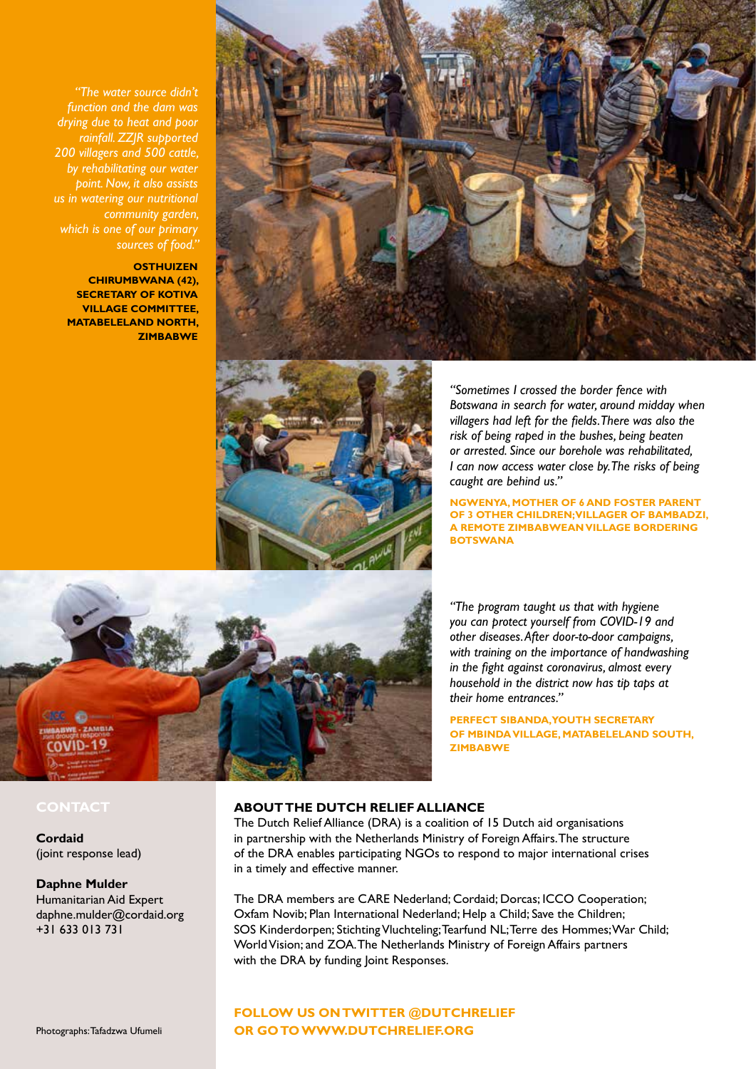*"The water source didn't function and the dam was drying due to heat and poor rainfall. ZZJR supported 200 villagers and 500 cattle, by rehabilitating our water point. Now, it also assists us in watering our nutritional community garden, which is one of our primary sources of food."*

**OSTHUIZEN CHIRUMBWANA (42), SECRETARY OF KOTIVA VILLAGE COMMITTEE, MATABELELAND NORTH, ZIMBABWE**

*"Sometimes I crossed the border fence with Botswana in search for water, around midday when villagers had left for the fields. There was also the risk of being raped in the bushes, being beaten or arrested. Since our borehole was rehabilitated, I can now access water close by. The risks of being caught are behind us."*

**NGWENYA, MOTHER OF 6 AND FOSTER PARENT OF 3 OTHER CHILDREN; VILLAGER OF BAMBADZI, A REMOTE ZIMBABWEAN VILLAGE BORDERING BOTSWANA**

*"The program taught us that with hygiene you can protect yourself from COVID-19 and other diseases. After door-to-door campaigns, with training on the importance of handwashing in the fight against coronavirus, almost every household in the district now has tip taps at their home entrances."*

**PERFECT SIBANDA, YOUTH SECRETARY OF MBINDA VILLAGE, MATABELELAND SOUTH, ZIMBABWE**

## CONTACT

**Cordaid**
(joint response lead)

**Daphne Mulder**
Humanitarian Aid Expert
daphne.mulder@cordaid.org
+31 633 013 731

Photographs: Tafadzwa Ufumeli

## ABOUT THE DUTCH RELIEF ALLIANCE

The Dutch Relief Alliance (DRA) is a coalition of 15 Dutch aid organisations in partnership with the Netherlands Ministry of Foreign Affairs. The structure of the DRA enables participating NGOs to respond to major international crises in a timely and effective manner.

The DRA members are CARE Nederland; Cordaid; Dorcas; ICCO Cooperation; Oxfam Novib; Plan International Nederland; Help a Child; Save the Children; SOS Kinderdorpen; Stichting Vluchteling; Tearfund NL; Terre des Hommes; War Child; World Vision; and ZOA. The Netherlands Ministry of Foreign Affairs partners with the DRA by funding Joint Responses.

**FOLLOW US ON TWITTER @DUTCHRELIEF OR GO TO WWW.DUTCHRELIEF.ORG**